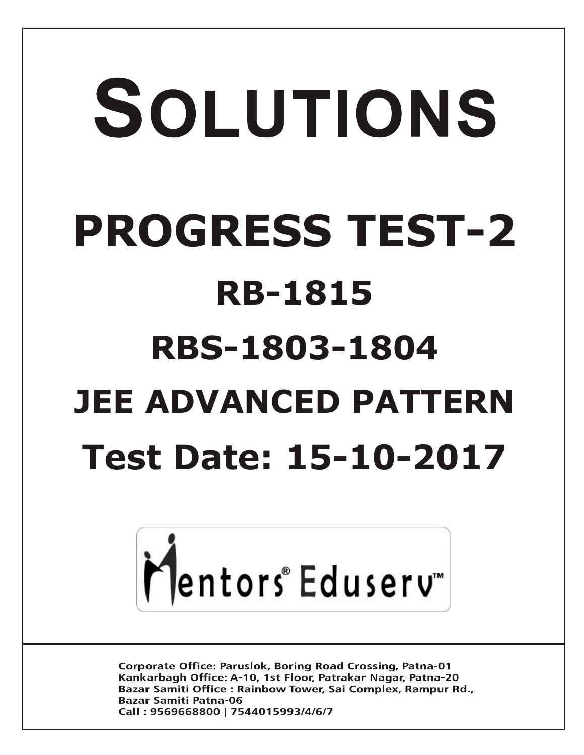# SOLUTIONS

# PROGRESS TEST-2

## RB-1815

## RBS-1803-1804

## JEE ADVANCED PATTERN

## Test Date: 15-10-2017

Mentors® Eduserv™

**Corporate Office: Paruslok, Boring Road Crossing, Patna-01**
**Kankarbagh Office: A-10, 1st Floor, Patrakar Nagar, Patna-20**
**Bazar Samiti Office : Rainbow Tower, Sai Complex, Rampur Rd., Bazar Samiti Patna-06**
**Call : 9569668800 | 7544015993/4/6/7**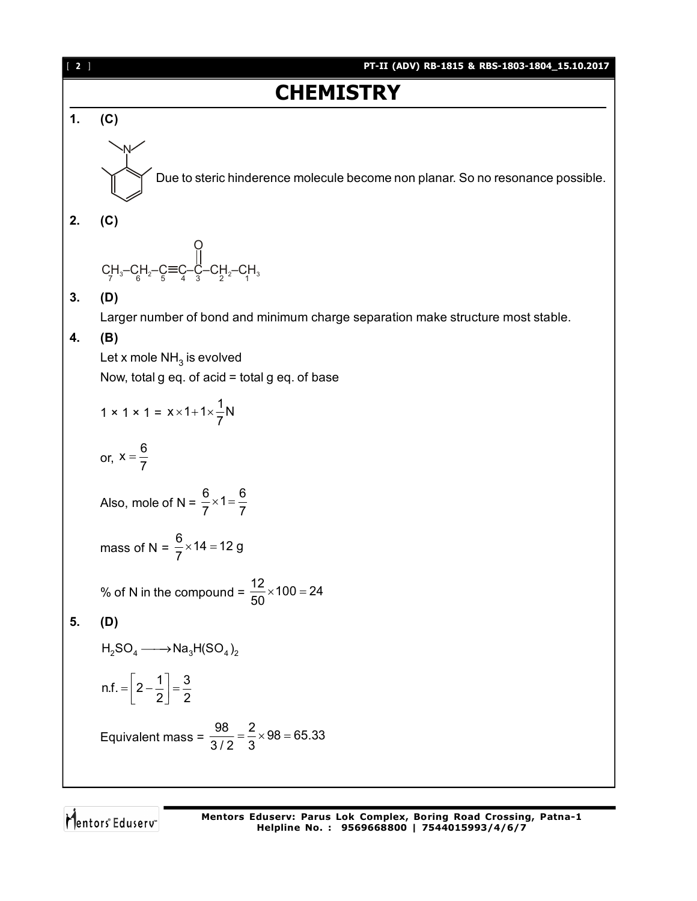# CHEMISTRY

**1. (C)**

Due to steric hinderence molecule become non planar. So no resonance possible.

**2. (C)**

$$\underset{7}{CH_3}-\underset{6}{CH_2}-\underset{5}{C}\equiv\underset{4}{C}-\underset{3}{\overset{O}{\overset{\|}{C}}}-\underset{2}{CH_2}-\underset{1}{CH_3}$$

**3. (D)**

Larger number of bond and minimum charge separation make structure most stable.

**4. (B)**

Let x mole $NH_3$ is evolved

Now, total g eq. of acid = total g eq. of base

$$1 \times 1 \times 1 = x \times 1 + 1 \times \frac{1}{7}N$$

or, $x = \frac{6}{7}$

Also, mole of N = $\frac{6}{7} \times 1 = \frac{6}{7}$

mass of N = $\frac{6}{7} \times 14 = 12$ g

% of N in the compound = $\frac{12}{50} \times 100 = 24$

**5. (D)**

$$H_2SO_4 \longrightarrow Na_3H(SO_4)_2$$

$$\text{n.f.} = \left[2 - \frac{1}{2}\right] = \frac{3}{2}$$

Equivalent mass = $\frac{98}{3/2} = \frac{2}{3} \times 98 = 65.33$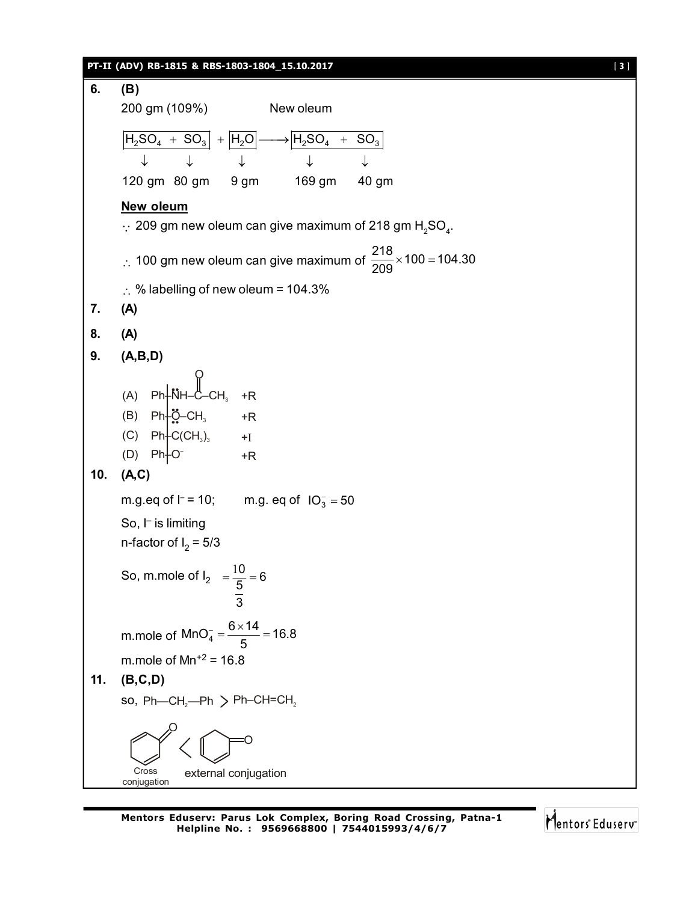**6.** **(B)**

200 gm (109%) New oleum

$$\boxed{H_2SO_4 + SO_3} + \boxed{H_2O} \longrightarrow \boxed{H_2SO_4 + SO_3}$$

| $H_2SO_4$ | $SO_3$ | $H_2O$ | $H_2SO_4$ | $SO_3$ |
|---|---|---|---|---|
| ↓ | ↓ | ↓ | ↓ | ↓ |
| 120 gm | 80 gm | 9 gm | 169 gm | 40 gm |

**New oleum**

$\because$ 209 gm new oleum can give maximum of 218 gm $H_2SO_4$.

$\therefore$ 100 gm new oleum can give maximum of $\frac{218}{209} \times 100 = 104.30$

$\therefore$ % labelling of new oleum = 104.3%

**7.** **(A)**

**8.** **(A)**

**9.** **(A,B,D)**

(A) $Ph-\ddot{N}H-\overset{O}{\overset{\|}{C}}-CH_3$ +R

(B) $Ph-\ddot{\underset{\cdot\cdot}{O}}-CH_3$ +R

(C) $Ph-C(CH_3)_3$ +I

(D) $Ph-O^-$ +R

**10.** **(A,C)**

m.g.eq of $I^-$ = 10; m.g. eq of $IO_3^- = 50$

So, $I^-$ is limiting

n-factor of $I_2$ = 5/3

So, m.mole of $I_2 = \frac{10}{\frac{5}{3}} = 6$

m.mole of $MnO_4^- = \frac{6 \times 14}{5} = 16.8$

m.mole of $Mn^{+2}$ = 16.8

**11.** **(B,C,D)**

so, $Ph-CH_2-Ph > Ph-CH=CH_2$

(cyclohexa-2,5-dienone) < (cyclohexa-2,4-dienone)

Cross conjugation external conjugation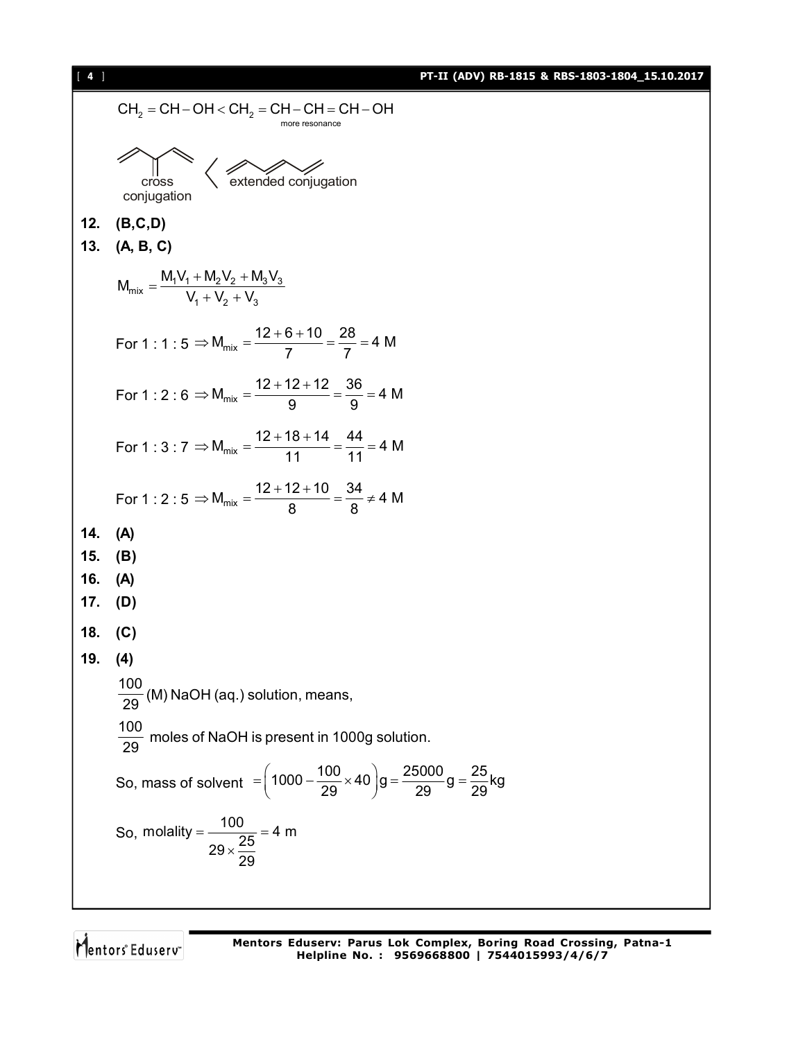$$CH_2 = CH - OH < \underset{\text{more resonance}}{CH_2 = CH - CH = CH - OH}$$

cross conjugation < extended conjugation

**12.** **(B,C,D)**

**13.** **(A, B, C)**

$$M_{mix} = \frac{M_1V_1 + M_2V_2 + M_3V_3}{V_1 + V_2 + V_3}$$

For 1 : 1 : 5 $\Rightarrow M_{mix} = \frac{12+6+10}{7} = \frac{28}{7} = 4 \text{ M}$

For 1 : 2 : 6 $\Rightarrow M_{mix} = \frac{12+12+12}{9} = \frac{36}{9} = 4 \text{ M}$

For 1 : 3 : 7 $\Rightarrow M_{mix} = \frac{12+18+14}{11} = \frac{44}{11} = 4 \text{ M}$

For 1 : 2 : 5 $\Rightarrow M_{mix} = \frac{12+12+10}{8} = \frac{34}{8} \neq 4 \text{ M}$

**14.** **(A)**

**15.** **(B)**

**16.** **(A)**

**17.** **(D)**

**18.** **(C)**

**19.** **(4)**

$\frac{100}{29}$ (M) NaOH (aq.) solution, means,

$\frac{100}{29}$ moles of NaOH is present in 1000g solution.

So, mass of solvent $= \left(1000 - \frac{100}{29} \times 40\right)\text{g} = \frac{25000}{29}\text{g} = \frac{25}{29}\text{kg}$

So, molality $= \frac{100}{29 \times \frac{25}{29}} = 4 \text{ m}$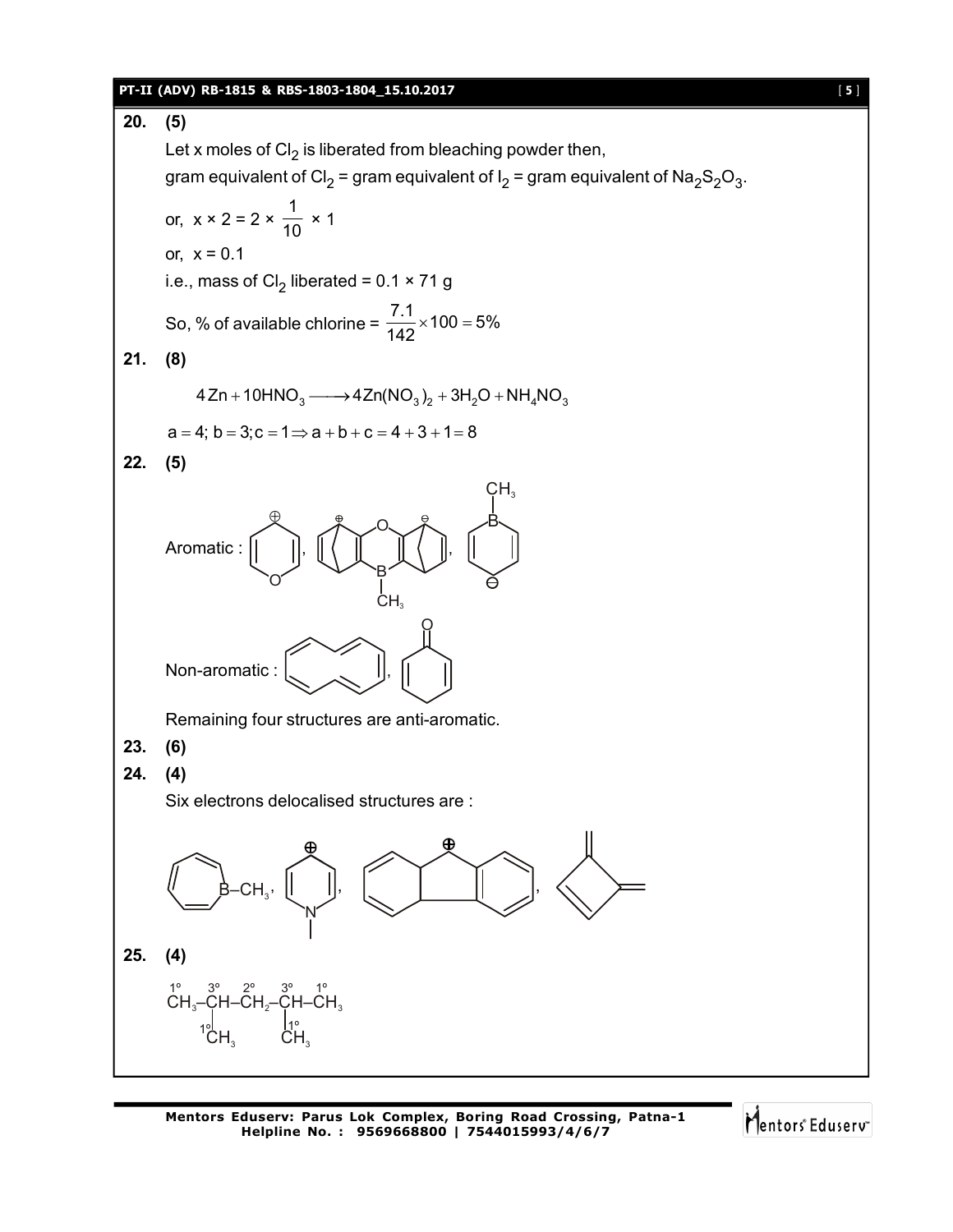**20. (5)**

Let x moles of $Cl_2$ is liberated from bleaching powder then,

gram equivalent of $Cl_2$ = gram equivalent of $I_2$ = gram equivalent of $Na_2S_2O_3$.

or, $x \times 2 = 2 \times \frac{1}{10} \times 1$

or, $x = 0.1$

i.e., mass of $Cl_2$ liberated = $0.1 \times 71$ g

So, % of available chlorine = $\frac{7.1}{142} \times 100 = 5\%$

**21. (8)**

$$4Zn + 10HNO_3 \longrightarrow 4Zn(NO_3)_2 + 3H_2O + NH_4NO_3$$

$a = 4;\ b = 3; c = 1 \Rightarrow a + b + c = 4 + 3 + 1 = 8$

**22. (5)**

Aromatic :

Non-aromatic :

Remaining four structures are anti-aromatic.

**23. (6)**

**24. (4)**

Six electrons delocalised structures are :

**25. (4)**

$$\overset{1°}{CH_3}-\overset{3°}{CH}(\overset{1°}{CH_3})-\overset{2°}{CH_2}-\overset{3°}{CH}(\overset{1°}{CH_3})-\overset{1°}{CH_3}$$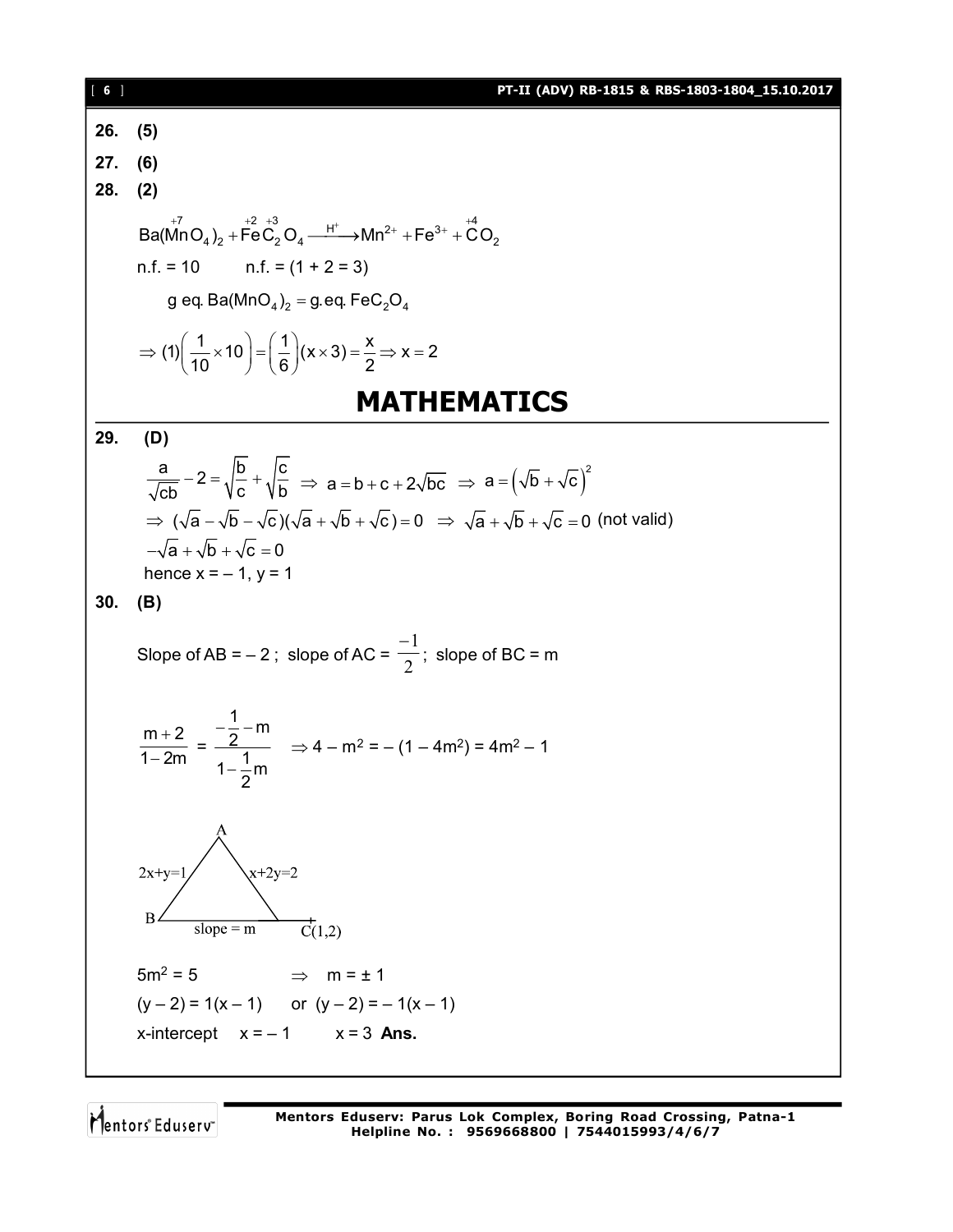26. **(5)**

27. **(6)**

28. **(2)**

$$\overset{+7}{Ba(MnO_4)_2} + \overset{+2}{Fe}\overset{+3}{C_2}O_4 \xrightarrow{H^+} Mn^{2+} + Fe^{3+} + \overset{+4}{C}O_2$$

n.f. = 10 n.f. = (1 + 2 = 3)

$$\text{g eq. } Ba(MnO_4)_2 = \text{g.eq. } FeC_2O_4$$

$$\Rightarrow (1)\left(\frac{1}{10}\times 10\right) = \left(\frac{1}{6}\right)(x \times 3) = \frac{x}{2} \Rightarrow x = 2$$

# MATHEMATICS

29. **(D)**

$$\frac{a}{\sqrt{cb}} - 2 = \sqrt{\frac{b}{c}} + \sqrt{\frac{c}{b}} \;\Rightarrow\; a = b + c + 2\sqrt{bc} \;\Rightarrow\; a = \left(\sqrt{b} + \sqrt{c}\right)^2$$

$$\Rightarrow (\sqrt{a} - \sqrt{b} - \sqrt{c})(\sqrt{a} + \sqrt{b} + \sqrt{c}) = 0 \;\Rightarrow\; \sqrt{a} + \sqrt{b} + \sqrt{c} = 0 \text{ (not valid)}$$

$$-\sqrt{a} + \sqrt{b} + \sqrt{c} = 0$$

hence x = – 1, y = 1

30. **(B)**

Slope of AB = – 2 ; slope of AC = $\frac{-1}{2}$; slope of BC = m

$$\frac{m+2}{1-2m} = \frac{-\frac{1}{2} - m}{1 - \frac{1}{2}m} \quad \Rightarrow 4 - m^2 = -(1 - 4m^2) = 4m^2 - 1$$

(Figure: triangle ABC with AB: $2x+y=1$, AC: $x+2y=2$, BC: slope = m, C(1,2))

$5m^2 = 5 \qquad \Rightarrow \quad m = \pm 1$

$(y - 2) = 1(x - 1) \quad$ or $\quad (y - 2) = -1(x - 1)$

x-intercept $\quad x = -1 \qquad x = 3$ **Ans.**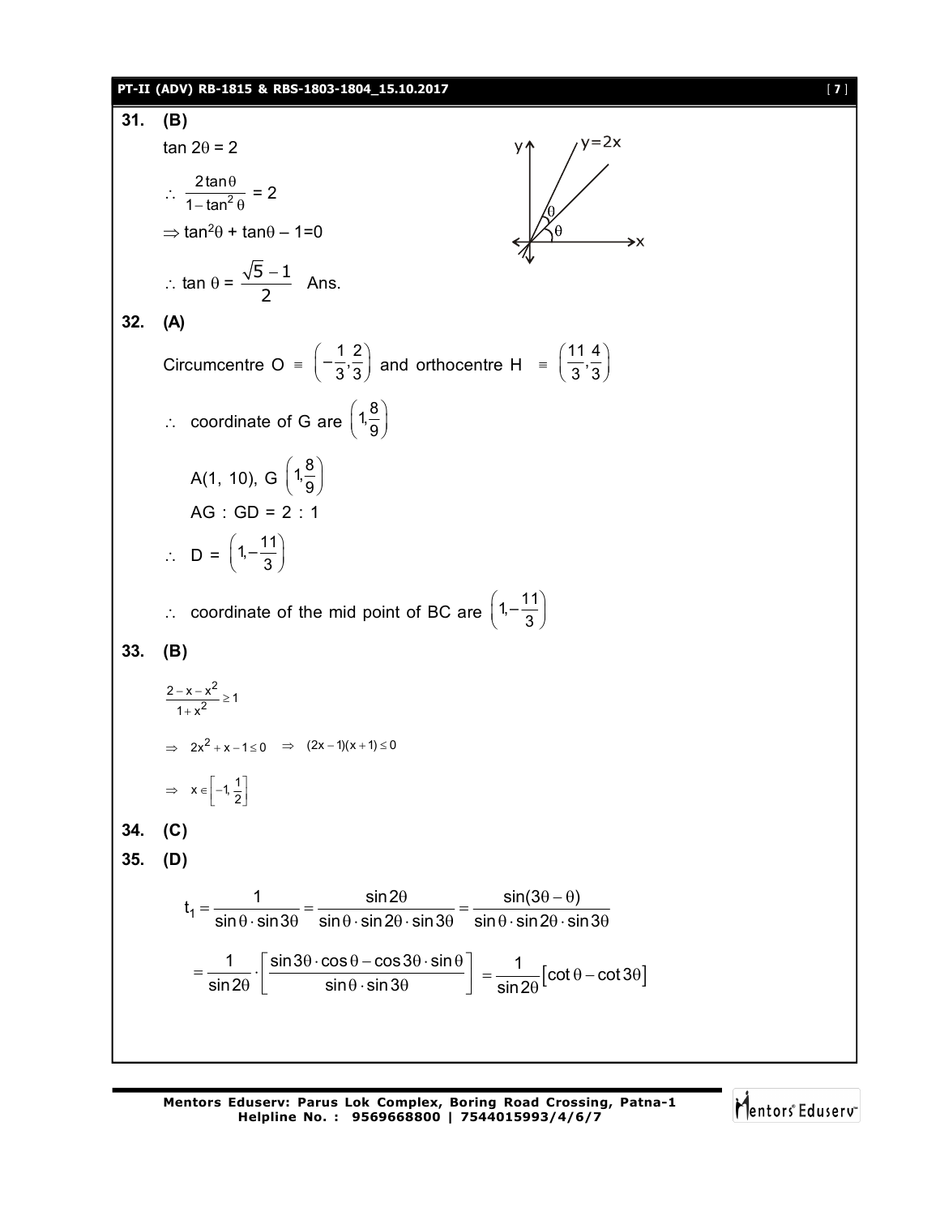**31. (B)**

$\tan 2\theta = 2$

$\therefore \dfrac{2\tan\theta}{1-\tan^2\theta} = 2$

$\Rightarrow \tan^2\theta + \tan\theta - 1 = 0$

$\therefore \tan\theta = \dfrac{\sqrt{5}-1}{2}$ Ans.

**32. (A)**

Circumcentre O $\equiv \left(-\dfrac{1}{3}, \dfrac{2}{3}\right)$ and orthocentre H $\equiv \left(\dfrac{11}{3}, \dfrac{4}{3}\right)$

$\therefore$ coordinate of G are $\left(1, \dfrac{8}{9}\right)$

A(1, 10), G $\left(1, \dfrac{8}{9}\right)$

AG : GD = 2 : 1

$\therefore$ D = $\left(1, -\dfrac{11}{3}\right)$

$\therefore$ coordinate of the mid point of BC are $\left(1, -\dfrac{11}{3}\right)$

**33. (B)**

$\dfrac{2-x-x^2}{1+x^2} \geq 1$

$\Rightarrow 2x^2 + x - 1 \leq 0 \Rightarrow (2x-1)(x+1) \leq 0$

$\Rightarrow x \in \left[-1, \dfrac{1}{2}\right]$

**34. (C)**

**35. (D)**

$$t_1 = \frac{1}{\sin\theta \cdot \sin 3\theta} = \frac{\sin 2\theta}{\sin\theta \cdot \sin 2\theta \cdot \sin 3\theta} = \frac{\sin(3\theta - \theta)}{\sin\theta \cdot \sin 2\theta \cdot \sin 3\theta}$$

$$= \frac{1}{\sin 2\theta} \cdot \left[\frac{\sin 3\theta \cdot \cos\theta - \cos 3\theta \cdot \sin\theta}{\sin\theta \cdot \sin 3\theta}\right] = \frac{1}{\sin 2\theta}\left[\cot\theta - \cot 3\theta\right]$$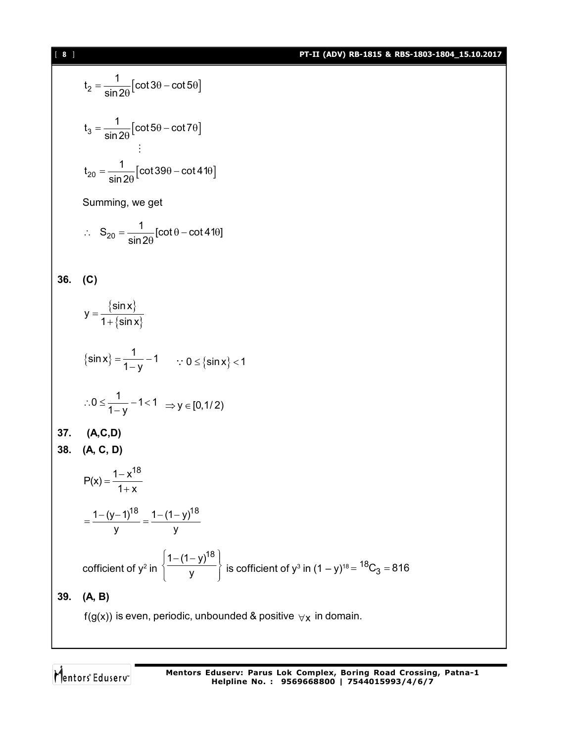$$t_2 = \frac{1}{\sin 2\theta}\left[\cot 3\theta - \cot 5\theta\right]$$

$$t_3 = \frac{1}{\sin 2\theta}\left[\cot 5\theta - \cot 7\theta\right]$$

$$\vdots$$

$$t_{20} = \frac{1}{\sin 2\theta}\left[\cot 39\theta - \cot 41\theta\right]$$

Summing, we get

$$\therefore \; S_{20} = \frac{1}{\sin 2\theta}[\cot\theta - \cot 41\theta]$$

**36. (C)**

$$y = \frac{\{\sin x\}}{1+\{\sin x\}}$$

$$\{\sin x\} = \frac{1}{1-y} - 1 \qquad \because 0 \le \{\sin x\} < 1$$

$$\therefore 0 \le \frac{1}{1-y} - 1 < 1 \;\; \Rightarrow y \in [0, 1/2)$$

**37. (A,C,D)**

**38. (A, C, D)**

$$P(x) = \frac{1-x^{18}}{1+x}$$

$$= \frac{1-(y-1)^{18}}{y} = \frac{1-(1-y)^{18}}{y}$$

cofficient of $y^2$ in $\left\{\frac{1-(1-y)^{18}}{y}\right\}$ is cofficient of $y^3$ in $(1-y)^{18} = {}^{18}C_3 = 816$

**39. (A, B)**

$f(g(x))$ is even, periodic, unbounded & positive $\forall x$ in domain.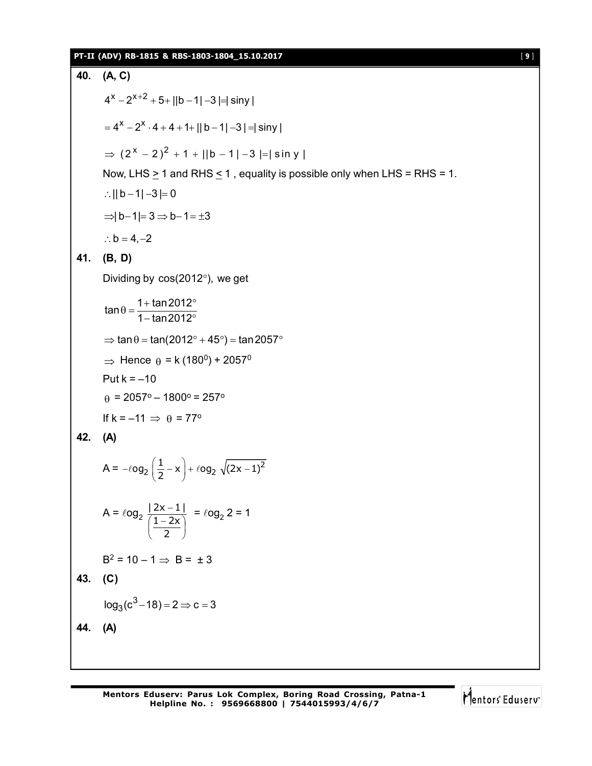**40. (A, C)**

$$4^x - 2^{x+2} + 5 + ||b-1|-3| = |\sin y|$$

$$= 4^x - 2^x \cdot 4 + 4 + 1 + ||b-1|-3| = |\sin y|$$

$$\Rightarrow (2^x - 2)^2 + 1 + ||b-1|-3| = |\sin y|$$

Now, LHS $\geq$ 1 and RHS $\leq$ 1 , equality is possible only when LHS = RHS = 1.

$$\therefore ||b-1|-3| = 0$$

$$\Rightarrow |b-1| = 3 \Rightarrow b-1 = \pm 3$$

$$\therefore b = 4, -2$$

**41. (B, D)**

Dividing by $\cos(2012°)$, we get

$$\tan\theta = \frac{1+\tan 2012°}{1-\tan 2012°}$$

$$\Rightarrow \tan\theta = \tan(2012° + 45°) = \tan 2057°$$

$\Rightarrow$ Hence $\theta = k\,(180^0) + 2057^0$

Put k = –10

$\theta = 2057^o - 1800^o = 257^o$

If k = –11 $\Rightarrow$ $\theta = 77^o$

**42. (A)**

$$A = -\ell og_2\left(\frac{1}{2} - x\right) + \ell og_2 \sqrt{(2x-1)^2}$$

$$A = \ell og_2 \frac{|2x-1|}{\left(\frac{1-2x}{2}\right)} = \ell og_2 2 = 1$$

$B^2 = 10 - 1 \Rightarrow B = \pm 3$

**43. (C)**

$$\log_3(c^3 - 18) = 2 \Rightarrow c = 3$$

**44. (A)**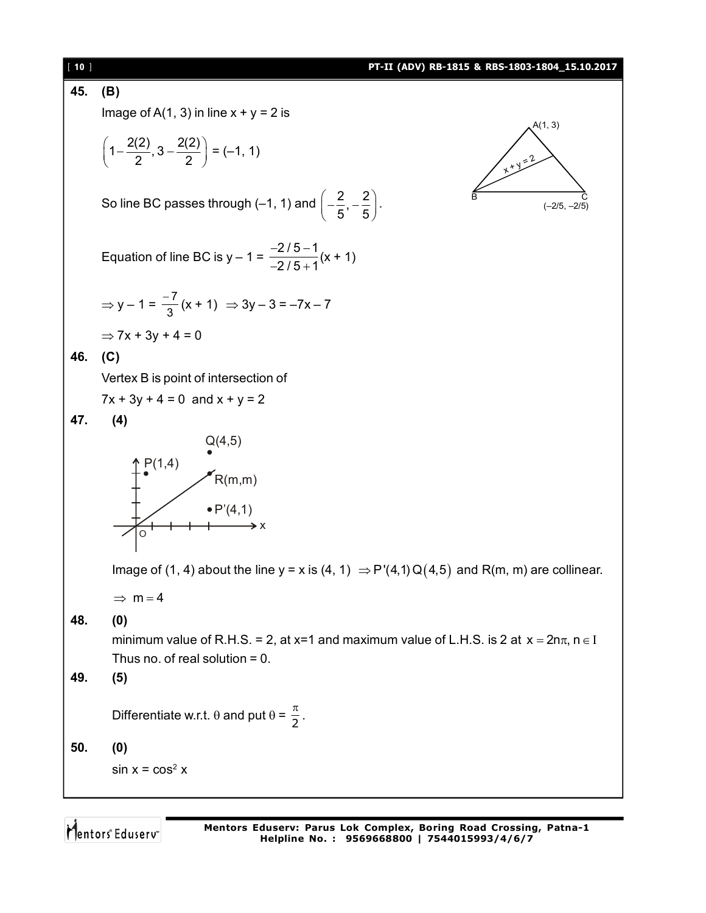**45. (B)**

Image of A(1, 3) in line x + y = 2 is

$$\left(1-\frac{2(2)}{2}, 3-\frac{2(2)}{2}\right) = (-1, 1)$$

So line BC passes through (–1, 1) and $\left(-\frac{2}{5}, -\frac{2}{5}\right)$.

A(1, 3)

x + y = 2

B

C (–2/5, –2/5)

Equation of line BC is $y - 1 = \frac{-2/5-1}{-2/5+1}(x+1)$

$\Rightarrow y - 1 = \frac{-7}{3}(x+1) \Rightarrow 3y - 3 = -7x - 7$

$\Rightarrow 7x + 3y + 4 = 0$

**46. (C)**

Vertex B is point of intersection of

$7x + 3y + 4 = 0$ and $x + y = 2$

**47. (4)**

Q(4,5)

P(1,4)

R(m,m)

P'(4,1)

O

x

Image of (1, 4) about the line y = x is (4, 1) $\Rightarrow P'(4,1)\,Q(4,5)$ and R(m, m) are collinear.

$\Rightarrow m = 4$

**48. (0)**

minimum value of R.H.S. = 2, at x=1 and maximum value of L.H.S. is 2 at $x = 2n\pi, n \in I$

Thus no. of real solution = 0.

**49. (5)**

Differentiate w.r.t. $\theta$ and put $\theta = \frac{\pi}{2}$.

**50. (0)**

$\sin x = \cos^2 x$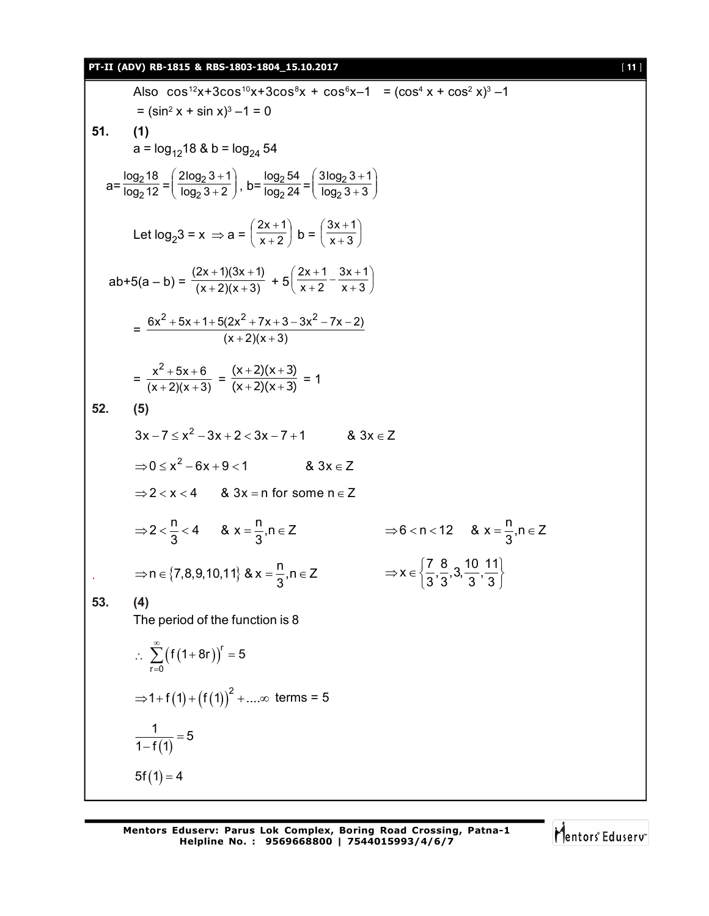Also $\cos^{12}x+3\cos^{10}x+3\cos^8x + \cos^6x-1 = (\cos^4 x + \cos^2 x)^3 -1$

$= (\sin^2 x + \sin x)^3 -1 = 0$

**51. (1)**

$a = \log_{12}18$ & $b = \log_{24} 54$

$$a=\frac{\log_2 18}{\log_2 12}=\left(\frac{2\log_2 3+1}{\log_2 3+2}\right),\ b=\frac{\log_2 54}{\log_2 24}=\left(\frac{3\log_2 3+1}{\log_2 3+3}\right)$$

Let $\log_2 3 = x \Rightarrow a = \left(\frac{2x+1}{x+2}\right)$ $b = \left(\frac{3x+1}{x+3}\right)$

$$ab+5(a-b) = \frac{(2x+1)(3x+1)}{(x+2)(x+3)} + 5\left(\frac{2x+1}{x+2}-\frac{3x+1}{x+3}\right)$$

$$= \frac{6x^2+5x+1+5(2x^2+7x+3-3x^2-7x-2)}{(x+2)(x+3)}$$

$$= \frac{x^2+5x+6}{(x+2)(x+3)} = \frac{(x+2)(x+3)}{(x+2)(x+3)} = 1$$

**52. (5)**

$3x-7 \le x^2-3x+2 < 3x-7+1$ & $3x \in Z$

$\Rightarrow 0 \le x^2-6x+9 < 1$ & $3x \in Z$

$\Rightarrow 2 < x < 4$ & $3x = n$ for some $n \in Z$

$\Rightarrow 2 < \frac{n}{3} < 4$ & $x = \frac{n}{3}, n \in Z$ $\qquad \Rightarrow 6 < n < 12$ & $x = \frac{n}{3}, n \in Z$

$\Rightarrow n \in \{7,8,9,10,11\}$ & $x = \frac{n}{3}, n \in Z$ $\qquad \Rightarrow x \in \left\{\frac{7}{3},\frac{8}{3},3,\frac{10}{3},\frac{11}{3}\right\}$

**53. (4)**

The period of the function is 8

$$\therefore \sum_{r=0}^{\infty}\left(f(1+8r)\right)^r = 5$$

$$\Rightarrow 1+f(1)+\left(f(1)\right)^2+....\infty \text{ terms} = 5$$

$$\frac{1}{1-f(1)} = 5$$

$$5f(1) = 4$$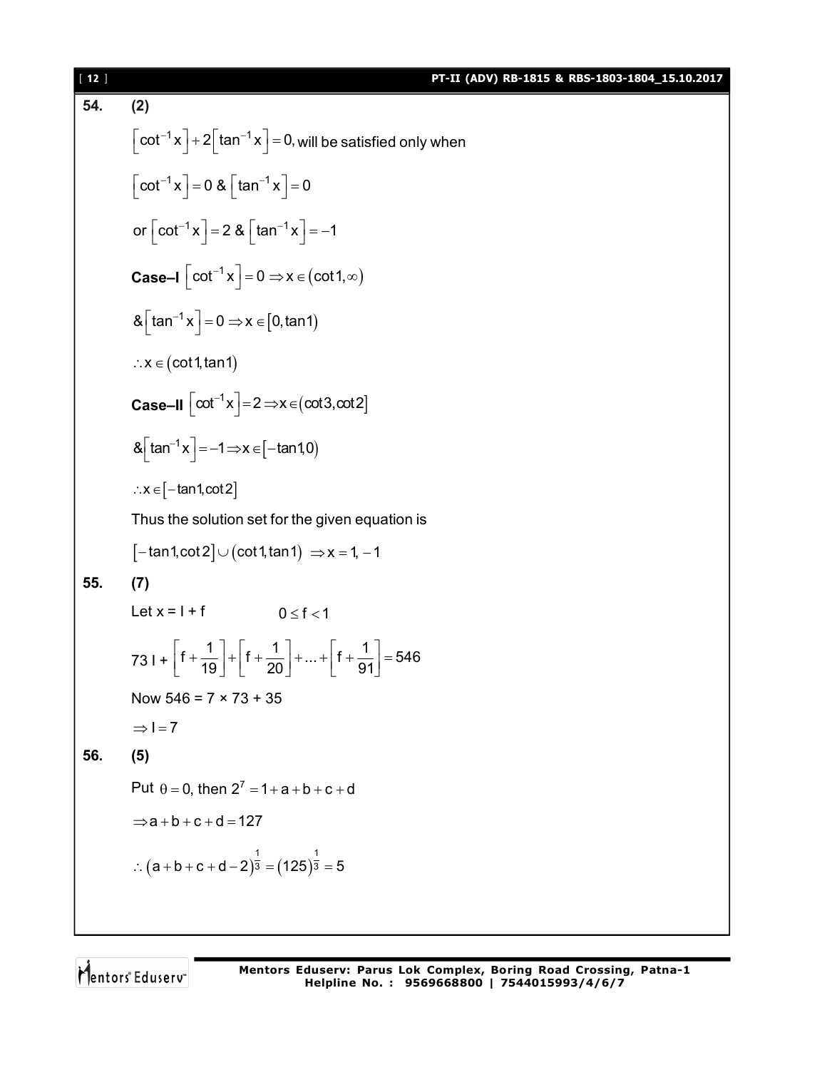**54.** **(2)**

$\left[\cot^{-1}x\right]+2\left[\tan^{-1}x\right]=0$, will be satisfied only when

$\left[\cot^{-1}x\right]=0$ & $\left[\tan^{-1}x\right]=0$

or $\left[\cot^{-1}x\right]=2$ & $\left[\tan^{-1}x\right]=-1$

**Case–I** $\left[\cot^{-1}x\right]=0 \Rightarrow x \in (\cot 1, \infty)$

& $\left[\tan^{-1}x\right]=0 \Rightarrow x \in [0, \tan 1)$

$\therefore x \in (\cot 1, \tan 1)$

**Case–II** $\left[\cot^{-1}x\right]=2 \Rightarrow x \in (\cot 3, \cot 2]$

& $\left[\tan^{-1}x\right]=-1 \Rightarrow x \in [-\tan 1, 0)$

$\therefore x \in [-\tan 1, \cot 2]$

Thus the solution set for the given equation is

$[-\tan 1, \cot 2] \cup (\cot 1, \tan 1) \Rightarrow x = 1, -1$

**55.** **(7)**

Let x = I + f $\qquad 0 \le f < 1$

$73\,I + \left[f+\frac{1}{19}\right]+\left[f+\frac{1}{20}\right]+\ldots+\left[f+\frac{1}{91}\right]=546$

Now 546 = 7 × 73 + 35

$\Rightarrow I = 7$

**56.** **(5)**

Put $\theta = 0$, then $2^7 = 1+a+b+c+d$

$\Rightarrow a+b+c+d=127$

$\therefore (a+b+c+d-2)^{\frac{1}{3}} = (125)^{\frac{1}{3}} = 5$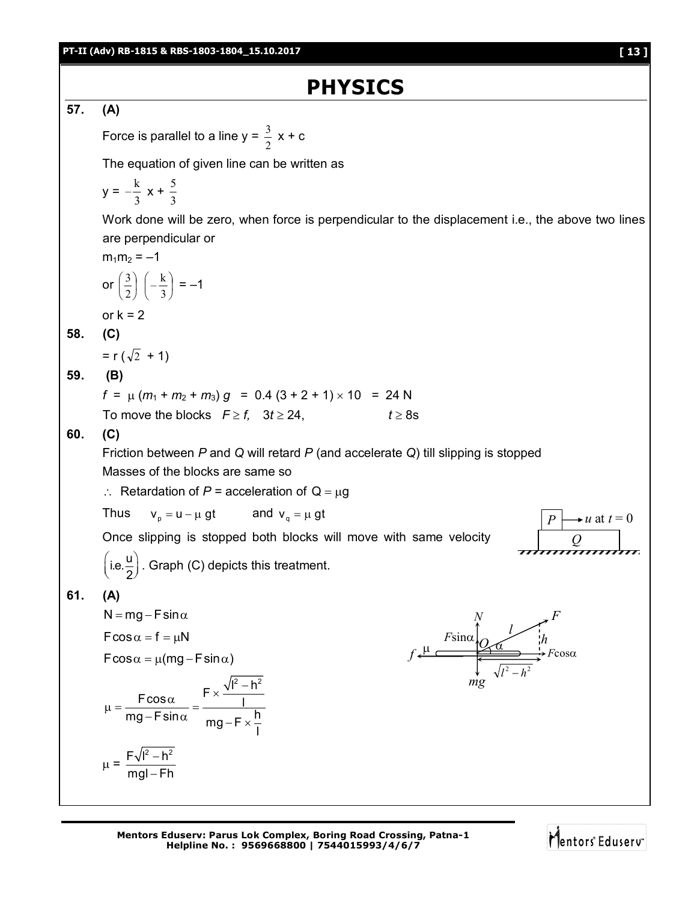# PHYSICS

**57.** **(A)**

Force is parallel to a line y = $\frac{3}{2}$ x + c

The equation of given line can be written as

y = $-\frac{k}{3}$ x + $\frac{5}{3}$

Work done will be zero, when force is perpendicular to the displacement i.e., the above two lines are perpendicular or

$m_1 m_2 = -1$

or $\left(\frac{3}{2}\right)\left(-\frac{k}{3}\right) = -1$

or k = 2

**58.** **(C)**

= r ($\sqrt{2}$ + 1)

**59.** **(B)**

$f = \mu\,(m_1 + m_2 + m_3)\,g = 0.4\,(3 + 2 + 1) \times 10 = 24$ N

To move the blocks $F \geq f$, $3t \geq 24$, $t \geq 8$s

**60.** **(C)**

Friction between *P* and *Q* will retard *P* (and accelerate *Q*) till slipping is stopped

Masses of the blocks are same so

$\therefore$ Retardation of *P* = acceleration of $Q = \mu g$

Thus $v_p = u - \mu gt$ and $v_q = \mu gt$

Once slipping is stopped both blocks will move with same velocity $\left(\text{i.e.} \frac{u}{2}\right)$. Graph (C) depicts this treatment.

**61.** **(A)**

$N = mg - F\sin\alpha$

$F\cos\alpha = f = \mu N$

$F\cos\alpha = \mu(mg - F\sin\alpha)$

$$\mu = \frac{F\cos\alpha}{mg - F\sin\alpha} = \frac{F \times \frac{\sqrt{l^2 - h^2}}{l}}{mg - F \times \frac{h}{l}}$$

$$\mu = \frac{F\sqrt{l^2 - h^2}}{mgl - Fh}$$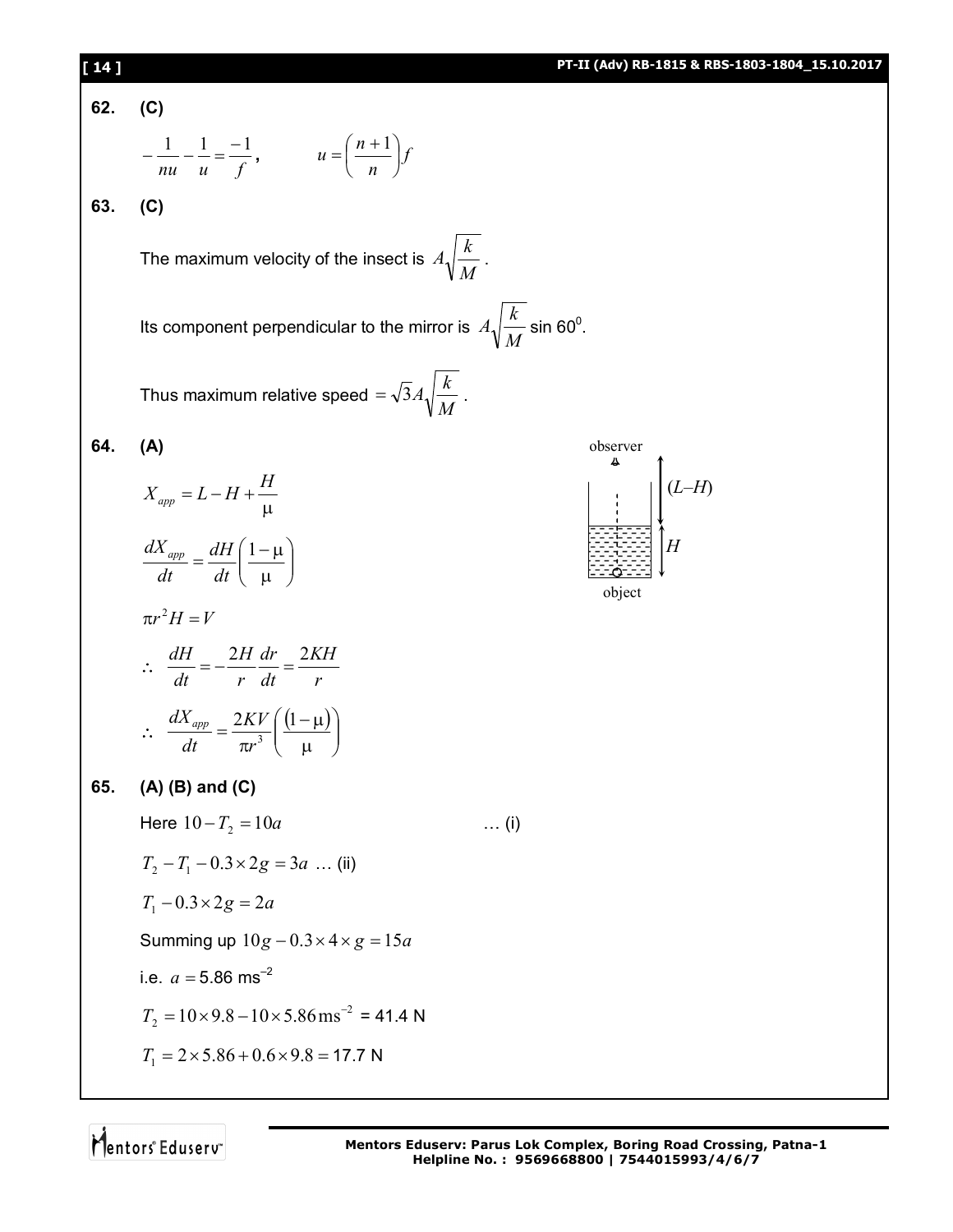**62. (C)**

$$-\frac{1}{nu}-\frac{1}{u}=\frac{-1}{f}, \qquad u=\left(\frac{n+1}{n}\right)f$$

**63. (C)**

The maximum velocity of the insect is $A\sqrt{\frac{k}{M}}$.

Its component perpendicular to the mirror is $A\sqrt{\frac{k}{M}}$ sin $60^0$.

Thus maximum relative speed $=\sqrt{3}A\sqrt{\frac{k}{M}}$.

**64. (A)**

observer

$(L–H)$

$H$

object

$$X_{app}=L-H+\frac{H}{\mu}$$

$$\frac{dX_{app}}{dt}=\frac{dH}{dt}\left(\frac{1-\mu}{\mu}\right)$$

$$\pi r^2 H = V$$

$$\therefore \ \frac{dH}{dt}=-\frac{2H}{r}\frac{dr}{dt}=\frac{2KH}{r}$$

$$\therefore \ \frac{dX_{app}}{dt}=\frac{2KV}{\pi r^3}\left(\frac{(1-\mu)}{\mu}\right)$$

**65. (A) (B) and (C)**

Here $10-T_2=10a$ … (i)

$T_2-T_1-0.3\times 2g=3a$ … (ii)

$T_1-0.3\times 2g=2a$

Summing up $10g-0.3\times 4\times g=15a$

i.e. $a=5.86$ ms$^{-2}$

$T_2=10\times 9.8-10\times 5.86\text{ms}^{-2}$ = 41.4 N

$T_1=2\times 5.86+0.6\times 9.8$ = 17.7 N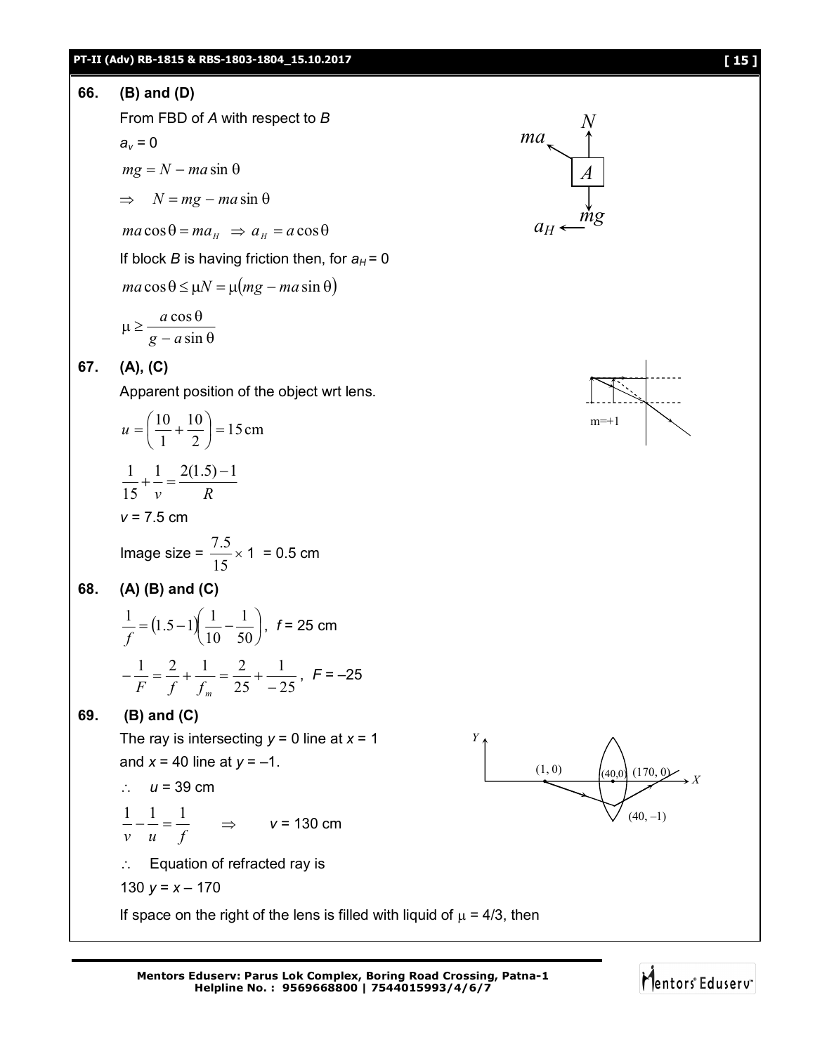**66.** **(B) and (D)**

From FBD of *A* with respect to *B*

$a_v = 0$

$$mg = N - ma\sin\theta$$

$$\Rightarrow \quad N = mg - ma\sin\theta$$

$$ma\cos\theta = ma_H \ \Rightarrow a_H = a\cos\theta$$

If block *B* is having friction then, for $a_H = 0$

$$ma\cos\theta \le \mu N = \mu(mg - ma\sin\theta)$$

$$\mu \ge \frac{a\cos\theta}{g - a\sin\theta}$$

**67.** **(A), (C)**

Apparent position of the object wrt lens.

$$u = \left(\frac{10}{1} + \frac{10}{2}\right) = 15\,\text{cm}$$

$$\frac{1}{15} + \frac{1}{v} = \frac{2(1.5)-1}{R}$$

$v = 7.5$ cm

Image size = $\dfrac{7.5}{15} \times 1$ = 0.5 cm

**68.** **(A) (B) and (C)**

$$\frac{1}{f} = (1.5-1)\left(\frac{1}{10} - \frac{1}{50}\right),\ f = 25\text{ cm}$$

$$-\frac{1}{F} = \frac{2}{f} + \frac{1}{f_m} = \frac{2}{25} + \frac{1}{-25},\ F = -25$$

**69.** **(B) and (C)**

The ray is intersecting $y = 0$ line at $x = 1$ and $x = 40$ line at $y = -1$.

$\therefore \quad u = 39$ cm

$$\frac{1}{v} - \frac{1}{u} = \frac{1}{f} \qquad \Rightarrow \qquad v = 130\text{ cm}$$

$\therefore \quad$ Equation of refracted ray is

$130\,y = x - 170$

If space on the right of the lens is filled with liquid of $\mu = 4/3$, then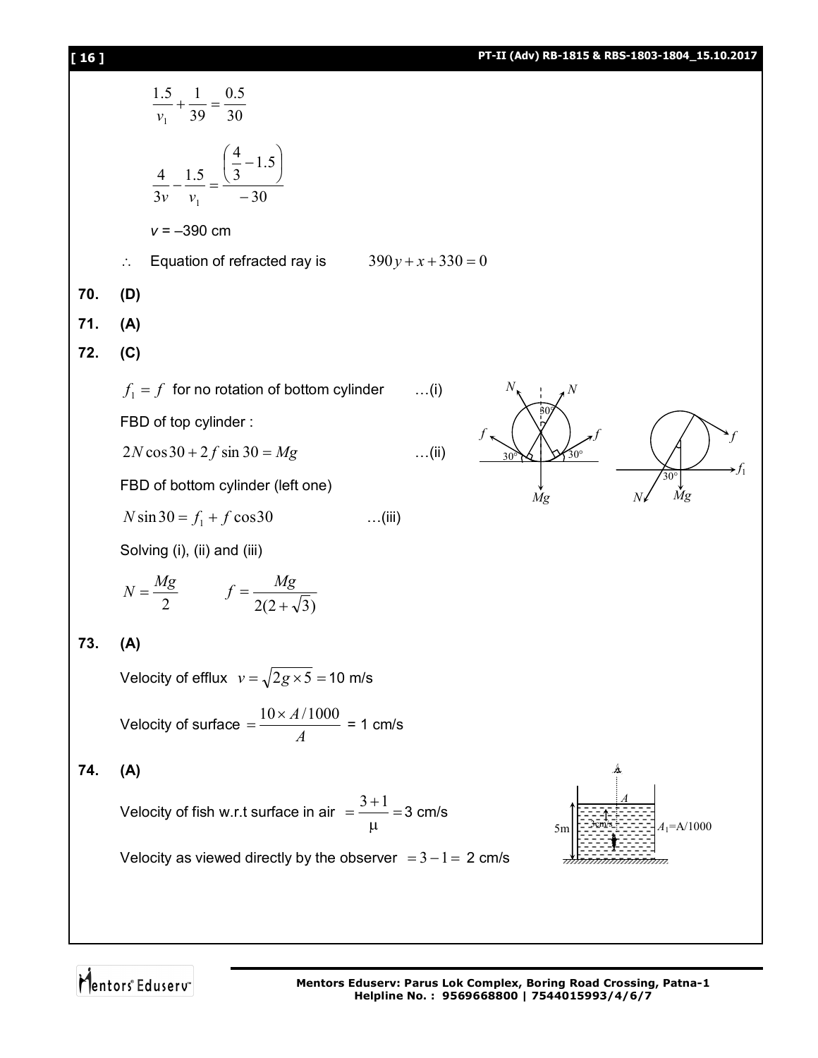$$\frac{1.5}{v_1} + \frac{1}{39} = \frac{0.5}{30}$$

$$\frac{4}{3v} - \frac{1.5}{v_1} = \frac{\left(\frac{4}{3} - 1.5\right)}{-30}$$

$v$ = –390 cm

$\therefore$ Equation of refracted ray is $\quad 390y + x + 330 = 0$

**70.** **(D)**

**71.** **(A)**

**72.** **(C)**

$f_1 = f$ for no rotation of bottom cylinder ...(i)

FBD of top cylinder :

$2N\cos 30 + 2f\sin 30 = Mg$ ...(ii)

FBD of bottom cylinder (left one)

$N\sin 30 = f_1 + f\cos 30$ ...(iii)

Solving (i), (ii) and (iii)

$$N = \frac{Mg}{2} \qquad f = \frac{Mg}{2(2+\sqrt{3})}$$

**73.** **(A)**

Velocity of efflux $v = \sqrt{2g \times 5} = 10$ m/s

Velocity of surface $= \dfrac{10 \times A/1000}{A}$ = 1 cm/s

**74.** **(A)**

Velocity of fish w.r.t surface in air $= \dfrac{3+1}{\mu} = 3$ cm/s

Velocity as viewed directly by the observer $= 3 - 1 =$ 2 cm/s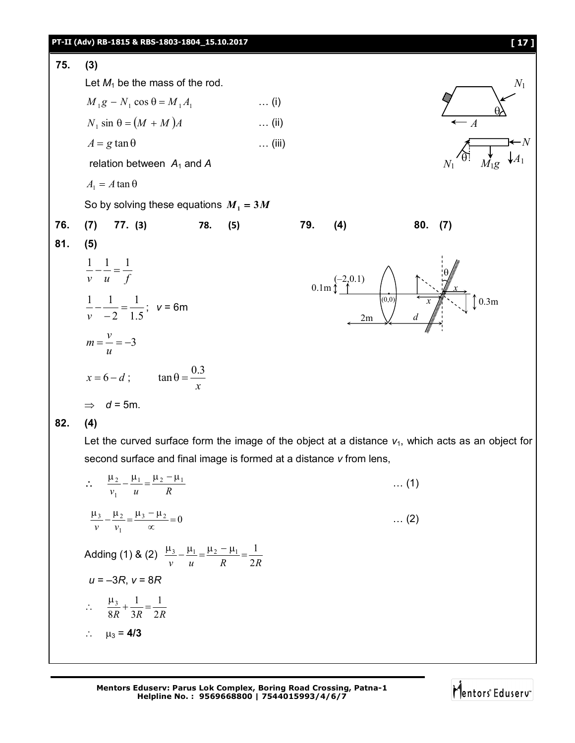**75. (3)**

Let $M_1$ be the mass of the rod.

$M_1 g - N_1 \cos\theta = M_1 A_1$ … (i)

$N_1 \sin\theta = (M + M)A$ … (ii)

$A = g\tan\theta$ … (iii)

relation between $A_1$ and $A$

$A_1 = A\tan\theta$

So by solving these equations $\mathbf{M_1 = 3M}$

**76. (7)** **77. (3)** **78. (5)** **79. (4)** **80. (7)**

**81. (5)**

$$\frac{1}{v} - \frac{1}{u} = \frac{1}{f}$$

$$\frac{1}{v} - \frac{1}{-2} = \frac{1}{1.5}; \quad v = 6\text{m}$$

$$m = \frac{v}{u} = -3$$

$$x = 6 - d; \qquad \tan\theta = \frac{0.3}{x}$$

$\Rightarrow$ $d$ = 5m.

**82. (4)**

Let the curved surface form the image of the object at a distance $v_1$, which acts as an object for second surface and final image is formed at a distance $v$ from lens,

$$\therefore \quad \frac{\mu_2}{v_1} - \frac{\mu_1}{u} = \frac{\mu_2 - \mu_1}{R} \quad \ldots (1)$$

$$\frac{\mu_3}{v} - \frac{\mu_2}{v_1} = \frac{\mu_3 - \mu_2}{\infty} = 0 \quad \ldots (2)$$

Adding (1) & (2) $\frac{\mu_3}{v} - \frac{\mu_1}{u} = \frac{\mu_2 - \mu_1}{R} = \frac{1}{2R}$

$u = -3R$, $v = 8R$

$$\therefore \quad \frac{\mu_3}{8R} + \frac{1}{3R} = \frac{1}{2R}$$

$\therefore$ $\mu_3$ = **4/3**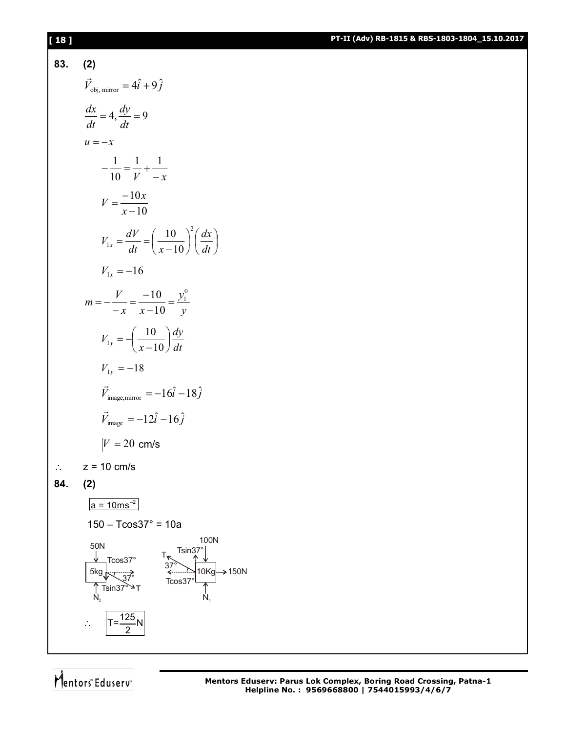**83. (2)**

$$\vec{V}_{\text{obj, mirror}} = 4\hat{i} + 9\hat{j}$$

$$\frac{dx}{dt} = 4, \frac{dy}{dt} = 9$$

$$u = -x$$

$$-\frac{1}{10} = \frac{1}{V} + \frac{1}{-x}$$

$$V = \frac{-10x}{x-10}$$

$$V_{1x} = \frac{dV}{dt} = \left(\frac{10}{x-10}\right)^2 \left(\frac{dx}{dt}\right)$$

$$V_{1x} = -16$$

$$m = -\frac{V}{-x} = \frac{-10}{x-10} = \frac{y_1^0}{y}$$

$$V_{1y} = -\left(\frac{10}{x-10}\right)\frac{dy}{dt}$$

$$V_{1y} = -18$$

$$\vec{V}_{\text{image,mirror}} = -16\hat{i} - 18\hat{j}$$

$$\vec{V}_{\text{image}} = -12\hat{i} - 16\hat{j}$$

$$|V| = 20 \text{ cm/s}$$

$\therefore$ z = 10 cm/s

**84. (2)**

$a = 10\text{ms}^{-2}$

$150 - T\cos37° = 10a$

50N

Tcos37°

5kg

37°

Tsin37°

T

$N_2$

100N

T

Tsin37°

37°

10Kg

150N

Tcos37°

$N_1$

$\therefore \quad T = \frac{125}{2}\text{N}$